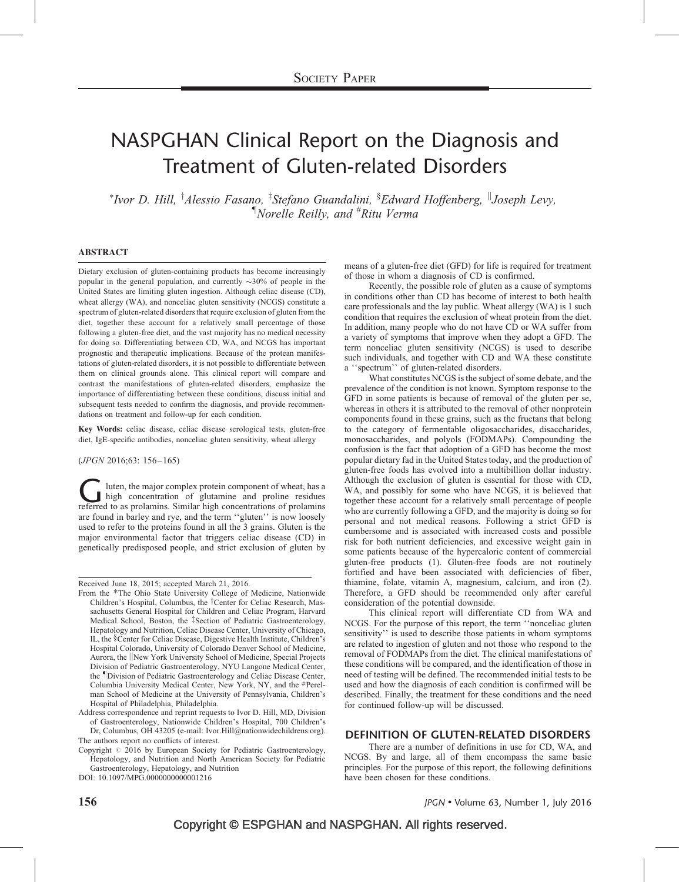# NASPGHAN Clinical Report on the Diagnosis and Treatment of Gluten-related Disorders

[*]Ivor D. Hill, [†]Alessio Fasano, [‡]Stefano Guandalini, [§]Edward Hoffenberg, [||]Joseph Levy, [¶]Norelle Reilly, and [#]Ritu Verma

## ABSTRACT

Dietary exclusion of gluten-containing products has become increasingly popular in the general population, and currently ~30% of people in the United States are limiting gluten ingestion. Although celiac disease (CD), wheat allergy (WA), and nonceliac gluten sensitivity (NCGS) constitute a spectrum of gluten-related disorders that require exclusion of gluten from the diet, together these account for a relatively small percentage of those following a gluten-free diet, and the vast majority has no medical necessity for doing so. Differentiating between CD, WA, and NCGS has important prognostic and therapeutic implications. Because of the protean manifestations of gluten-related disorders, it is not possible to differentiate between them on clinical grounds alone. This clinical report will compare and contrast the manifestations of gluten-related disorders, emphasize the importance of differentiating between these conditions, discuss initial and subsequent tests needed to confirm the diagnosis, and provide recommendations on treatment and follow-up for each condition.

**Key Words:** celiac disease, celiac disease serological tests, gluten-free diet, IgE-specific antibodies, nonceliac gluten sensitivity, wheat allergy

(*JPGN* 2016;63: 156–165)

Gluten, the major complex protein component of wheat, has a high concentration of glutamine and proline residues referred to as prolamins. Similar high concentrations of prolamins are found in barley and rye, and the term ''gluten'' is now loosely used to refer to the proteins found in all the 3 grains. Gluten is the major environmental factor that triggers celiac disease (CD) in genetically predisposed people, and strict exclusion of gluten by means of a gluten-free diet (GFD) for life is required for treatment of those in whom a diagnosis of CD is confirmed.

Recently, the possible role of gluten as a cause of symptoms in conditions other than CD has become of interest to both health care professionals and the lay public. Wheat allergy (WA) is 1 such condition that requires the exclusion of wheat protein from the diet. In addition, many people who do not have CD or WA suffer from a variety of symptoms that improve when they adopt a GFD. The term nonceliac gluten sensitivity (NCGS) is used to describe such individuals, and together with CD and WA these constitute a ''spectrum'' of gluten-related disorders.

What constitutes NCGS is the subject of some debate, and the prevalence of the condition is not known. Symptom response to the GFD in some patients is because of removal of the gluten per se, whereas in others it is attributed to the removal of other nonprotein components found in these grains, such as the fructans that belong to the category of fermentable oligosaccharides, disaccharides, monosaccharides, and polyols (FODMAPs). Compounding the confusion is the fact that adoption of a GFD has become the most popular dietary fad in the United States today, and the production of gluten-free foods has evolved into a multibillion dollar industry. Although the exclusion of gluten is essential for those with CD, WA, and possibly for some who have NCGS, it is believed that together these account for a relatively small percentage of people who are currently following a GFD, and the majority is doing so for personal and not medical reasons. Following a strict GFD is cumbersome and is associated with increased costs and possible risk for both nutrient deficiencies, and excessive weight gain in some patients because of the hypercaloric content of commercial gluten-free products (1). Gluten-free foods are not routinely fortified and have been associated with deficiencies of fiber, thiamine, folate, vitamin A, magnesium, calcium, and iron (2). Therefore, a GFD should be recommended only after careful consideration of the potential downside.

This clinical report will differentiate CD from WA and NCGS. For the purpose of this report, the term ''nonceliac gluten sensitivity'' is used to describe those patients in whom symptoms are related to ingestion of gluten and not those who respond to the removal of FODMAPs from the diet. The clinical manifestations of these conditions will be compared, and the identification of those in need of testing will be defined. The recommended initial tests to be used and how the diagnosis of each condition is confirmed will be described. Finally, the treatment for these conditions and the need for continued follow-up will be discussed.

## DEFINITION OF GLUTEN-RELATED DISORDERS

There are a number of definitions in use for CD, WA, and NCGS. By and large, all of them encompass the same basic principles. For the purpose of this report, the following definitions have been chosen for these conditions.

---

Received June 18, 2015; accepted March 21, 2016.

From the *The Ohio State University College of Medicine, Nationwide Children's Hospital, Columbus, the †Center for Celiac Research, Massachusetts General Hospital for Children and Celiac Program, Harvard Medical School, Boston, the ‡Section of Pediatric Gastroenterology, Hepatology and Nutrition, Celiac Disease Center, University of Chicago, IL, the §Center for Celiac Disease, Digestive Health Institute, Children's Hospital Colorado, University of Colorado Denver School of Medicine, Aurora, the ||New York University School of Medicine, Special Projects Division of Pediatric Gastroenterology, NYU Langone Medical Center, the ¶Division of Pediatric Gastroenterology and Celiac Disease Center, Columbia University Medical Center, New York, NY, and the #Perelman School of Medicine at the University of Pennsylvania, Children's Hospital of Philadelphia, Philadelphia.

Address correspondence and reprint requests to Ivor D. Hill, MD, Division of Gastroenterology, Nationwide Children's Hospital, 700 Children's Dr, Columbus, OH 43205 (e-mail: Ivor.Hill@nationwidechildrens.org).

The authors report no conflicts of interest.

Copyright © 2016 by European Society for Pediatric Gastroenterology, Hepatology, and Nutrition and North American Society for Pediatric Gastroenterology, Hepatology, and Nutrition

DOI: 10.1097/MPG.0000000000001216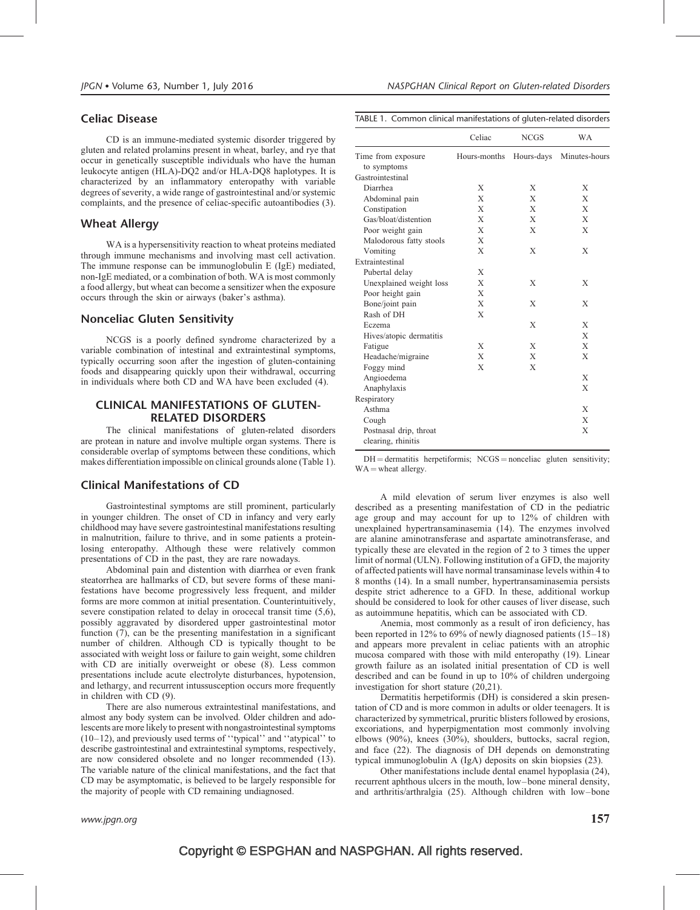## Celiac Disease

CD is an immune-mediated systemic disorder triggered by gluten and related prolamins present in wheat, barley, and rye that occur in genetically susceptible individuals who have the human leukocyte antigen (HLA)-DQ2 and/or HLA-DQ8 haplotypes. It is characterized by an inflammatory enteropathy with variable degrees of severity, a wide range of gastrointestinal and/or systemic complaints, and the presence of celiac-specific autoantibodies (3).

## Wheat Allergy

WA is a hypersensitivity reaction to wheat proteins mediated through immune mechanisms and involving mast cell activation. The immune response can be immunoglobulin E (IgE) mediated, non-IgE mediated, or a combination of both. WA is most commonly a food allergy, but wheat can become a sensitizer when the exposure occurs through the skin or airways (baker's asthma).

## Nonceliac Gluten Sensitivity

NCGS is a poorly defined syndrome characterized by a variable combination of intestinal and extraintestinal symptoms, typically occurring soon after the ingestion of gluten-containing foods and disappearing quickly upon their withdrawal, occurring in individuals where both CD and WA have been excluded (4).

# CLINICAL MANIFESTATIONS OF GLUTEN-RELATED DISORDERS

The clinical manifestations of gluten-related disorders are protean in nature and involve multiple organ systems. There is considerable overlap of symptoms between these conditions, which makes differentiation impossible on clinical grounds alone (Table 1).

TABLE 1. Common clinical manifestations of gluten-related disorders

| | Celiac | NCGS | WA |
|---|---|---|---|
| Time from exposure to symptoms | Hours-months | Hours-days | Minutes-hours |
| Gastrointestinal | | | |
| Diarrhea | X | X | X |
| Abdominal pain | X | X | X |
| Constipation | X | X | X |
| Gas/bloat/distention | X | X | X |
| Poor weight gain | X | X | X |
| Malodorous fatty stools | X | | |
| Vomiting | X | X | X |
| Extraintestinal | | | |
| Pubertal delay | X | | |
| Unexplained weight loss | X | X | X |
| Poor height gain | X | | |
| Bone/joint pain | X | X | X |
| Rash of DH | X | | |
| Eczema | | X | X |
| Hives/atopic dermatitis | | | X |
| Fatigue | X | X | X |
| Headache/migraine | X | X | X |
| Foggy mind | X | X | |
| Angioedema | | | X |
| Anaphylaxis | | | X |
| Respiratory | | | |
| Asthma | | | X |
| Cough | | | X |
| Postnasal drip, throat clearing, rhinitis | | | X |

DH = dermatitis herpetiformis; NCGS = nonceliac gluten sensitivity; WA = wheat allergy.

## Clinical Manifestations of CD

Gastrointestinal symptoms are still prominent, particularly in younger children. The onset of CD in infancy and very early childhood may have severe gastrointestinal manifestations resulting in malnutrition, failure to thrive, and in some patients a protein-losing enteropathy. Although these were relatively common presentations of CD in the past, they are rare nowadays.

Abdominal pain and distention with diarrhea or even frank steatorrhea are hallmarks of CD, but severe forms of these manifestations have become progressively less frequent, and milder forms are more common at initial presentation. Counterintuitively, severe constipation related to delay in orocecal transit time (5,6), possibly aggravated by disordered upper gastrointestinal motor function (7), can be the presenting manifestation in a significant number of children. Although CD is typically thought to be associated with weight loss or failure to gain weight, some children with CD are initially overweight or obese (8). Less common presentations include acute electrolyte disturbances, hypotension, and lethargy, and recurrent intussusception occurs more frequently in children with CD (9).

There are also numerous extraintestinal manifestations, and almost any body system can be involved. Older children and adolescents are more likely to present with nongastrointestinal symptoms (10–12), and previously used terms of ''typical'' and ''atypical'' to describe gastrointestinal and extraintestinal symptoms, respectively, are now considered obsolete and no longer recommended (13). The variable nature of the clinical manifestations, and the fact that CD may be asymptomatic, is believed to be largely responsible for the majority of people with CD remaining undiagnosed.

A mild elevation of serum liver enzymes is also well described as a presenting manifestation of CD in the pediatric age group and may account for up to 12% of children with unexplained hypertransaminasemia (14). The enzymes involved are alanine aminotransferase and aspartate aminotransferase, and typically these are elevated in the region of 2 to 3 times the upper limit of normal (ULN). Following institution of a GFD, the majority of affected patients will have normal transaminase levels within 4 to 8 months (14). In a small number, hypertransaminasemia persists despite strict adherence to a GFD. In these, additional workup should be considered to look for other causes of liver disease, such as autoimmune hepatitis, which can be associated with CD.

Anemia, most commonly as a result of iron deficiency, has been reported in 12% to 69% of newly diagnosed patients (15–18) and appears more prevalent in celiac patients with an atrophic mucosa compared with those with mild enteropathy (19). Linear growth failure as an isolated initial presentation of CD is well described and can be found in up to 10% of children undergoing investigation for short stature (20,21).

Dermatitis herpetiformis (DH) is considered a skin presentation of CD and is more common in adults or older teenagers. It is characterized by symmetrical, pruritic blisters followed by erosions, excoriations, and hyperpigmentation most commonly involving elbows (90%), knees (30%), shoulders, buttocks, sacral region, and face (22). The diagnosis of DH depends on demonstrating typical immunoglobulin A (IgA) deposits on skin biopsies (23).

Other manifestations include dental enamel hypoplasia (24), recurrent aphthous ulcers in the mouth, low–bone mineral density, and arthritis/arthralgia (25). Although children with low–bone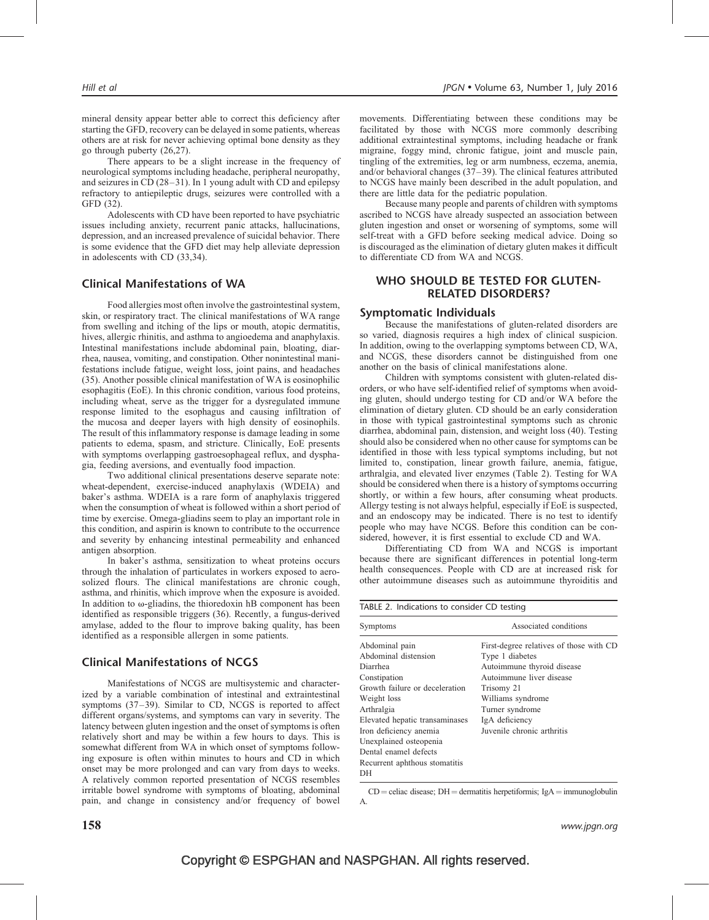mineral density appear better able to correct this deficiency after starting the GFD, recovery can be delayed in some patients, whereas others are at risk for never achieving optimal bone density as they go through puberty (26,27).

There appears to be a slight increase in the frequency of neurological symptoms including headache, peripheral neuropathy, and seizures in CD (28–31). In 1 young adult with CD and epilepsy refractory to antiepileptic drugs, seizures were controlled with a GFD (32).

Adolescents with CD have been reported to have psychiatric issues including anxiety, recurrent panic attacks, hallucinations, depression, and an increased prevalence of suicidal behavior. There is some evidence that the GFD diet may help alleviate depression in adolescents with CD (33,34).

## Clinical Manifestations of WA

Food allergies most often involve the gastrointestinal system, skin, or respiratory tract. The clinical manifestations of WA range from swelling and itching of the lips or mouth, atopic dermatitis, hives, allergic rhinitis, and asthma to angioedema and anaphylaxis. Intestinal manifestations include abdominal pain, bloating, diarrhea, nausea, vomiting, and constipation. Other nonintestinal manifestations include fatigue, weight loss, joint pains, and headaches (35). Another possible clinical manifestation of WA is eosinophilic esophagitis (EoE). In this chronic condition, various food proteins, including wheat, serve as the trigger for a dysregulated immune response limited to the esophagus and causing infiltration of the mucosa and deeper layers with high density of eosinophils. The result of this inflammatory response is damage leading in some patients to edema, spasm, and stricture. Clinically, EoE presents with symptoms overlapping gastroesophageal reflux, and dysphagia, feeding aversions, and eventually food impaction.

Two additional clinical presentations deserve separate note: wheat-dependent, exercise-induced anaphylaxis (WDEIA) and baker's asthma. WDEIA is a rare form of anaphylaxis triggered when the consumption of wheat is followed within a short period of time by exercise. Omega-gliadins seem to play an important role in this condition, and aspirin is known to contribute to the occurrence and severity by enhancing intestinal permeability and enhanced antigen absorption.

In baker's asthma, sensitization to wheat proteins occurs through the inhalation of particulates in workers exposed to aerosolized flours. The clinical manifestations are chronic cough, asthma, and rhinitis, which improve when the exposure is avoided. In addition to ω-gliadins, the thioredoxin hB component has been identified as responsible triggers (36). Recently, a fungus-derived amylase, added to the flour to improve baking quality, has been identified as a responsible allergen in some patients.

## Clinical Manifestations of NCGS

Manifestations of NCGS are multisystemic and characterized by a variable combination of intestinal and extraintestinal symptoms (37–39). Similar to CD, NCGS is reported to affect different organs/systems, and symptoms can vary in severity. The latency between gluten ingestion and the onset of symptoms is often relatively short and may be within a few hours to days. This is somewhat different from WA in which onset of symptoms following exposure is often within minutes to hours and CD in which onset may be more prolonged and can vary from days to weeks. A relatively common reported presentation of NCGS resembles irritable bowel syndrome with symptoms of bloating, abdominal pain, and change in consistency and/or frequency of bowel movements. Differentiating between these conditions may be facilitated by those with NCGS more commonly describing additional extraintestinal symptoms, including headache or frank migraine, foggy mind, chronic fatigue, joint and muscle pain, tingling of the extremities, leg or arm numbness, eczema, anemia, and/or behavioral changes (37–39). The clinical features attributed to NCGS have mainly been described in the adult population, and there are little data for the pediatric population.

Because many people and parents of children with symptoms ascribed to NCGS have already suspected an association between gluten ingestion and onset or worsening of symptoms, some will self-treat with a GFD before seeking medical advice. Doing so is discouraged as the elimination of dietary gluten makes it difficult to differentiate CD from WA and NCGS.

## WHO SHOULD BE TESTED FOR GLUTEN-RELATED DISORDERS?

### Symptomatic Individuals

Because the manifestations of gluten-related disorders are so varied, diagnosis requires a high index of clinical suspicion. In addition, owing to the overlapping symptoms between CD, WA, and NCGS, these disorders cannot be distinguished from one another on the basis of clinical manifestations alone.

Children with symptoms consistent with gluten-related disorders, or who have self-identified relief of symptoms when avoiding gluten, should undergo testing for CD and/or WA before the elimination of dietary gluten. CD should be an early consideration in those with typical gastrointestinal symptoms such as chronic diarrhea, abdominal pain, distension, and weight loss (40). Testing should also be considered when no other cause for symptoms can be identified in those with less typical symptoms including, but not limited to, constipation, linear growth failure, anemia, fatigue, arthralgia, and elevated liver enzymes (Table 2). Testing for WA should be considered when there is a history of symptoms occurring shortly, or within a few hours, after consuming wheat products. Allergy testing is not always helpful, especially if EoE is suspected, and an endoscopy may be indicated. There is no test to identify people who may have NCGS. Before this condition can be considered, however, it is first essential to exclude CD and WA.

Differentiating CD from WA and NCGS is important because there are significant differences in potential long-term health consequences. People with CD are at increased risk for other autoimmune diseases such as autoimmune thyroiditis and

TABLE 2. Indications to consider CD testing

| Symptoms | Associated conditions |
|---|---|
| Abdominal pain | First-degree relatives of those with CD |
| Abdominal distension | Type 1 diabetes |
| Diarrhea | Autoimmune thyroid disease |
| Constipation | Autoimmune liver disease |
| Growth failure or deceleration | Trisomy 21 |
| Weight loss | Williams syndrome |
| Arthralgia | Turner syndrome |
| Elevated hepatic transaminases | IgA deficiency |
| Iron deficiency anemia | Juvenile chronic arthritis |
| Unexplained osteopenia | |
| Dental enamel defects | |
| Recurrent aphthous stomatitis | |
| DH | |

CD = celiac disease; DH = dermatitis herpetiformis; IgA = immunoglobulin A.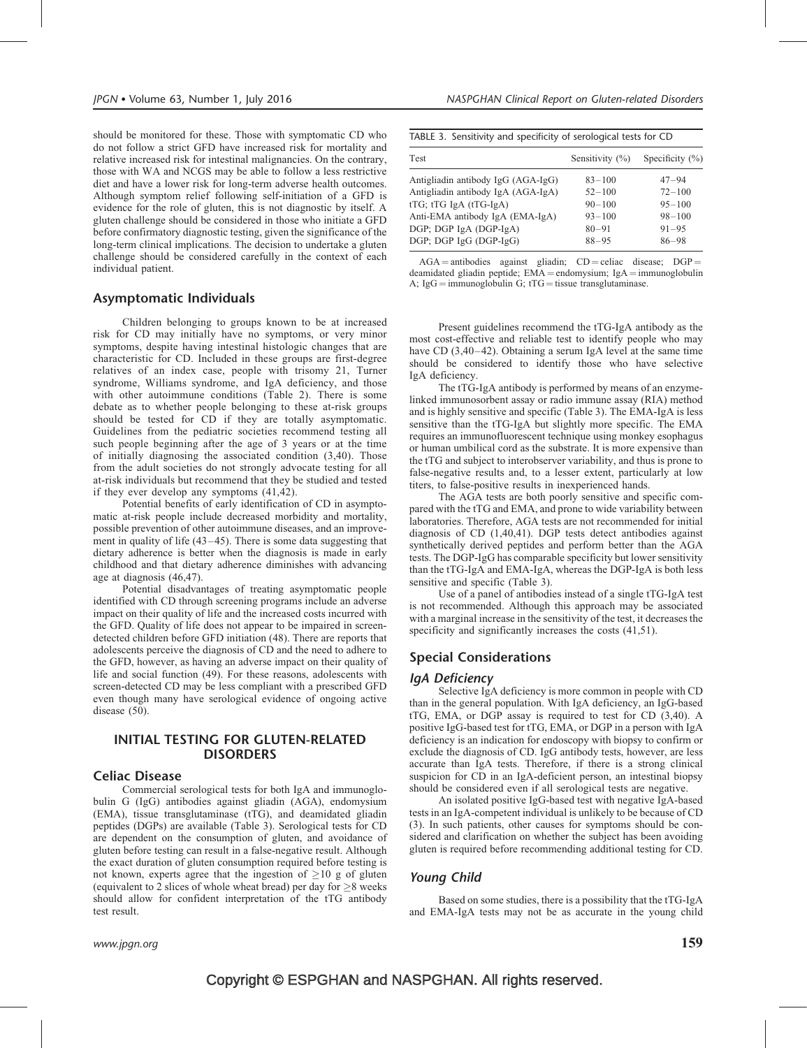should be monitored for these. Those with symptomatic CD who do not follow a strict GFD have increased risk for mortality and relative increased risk for intestinal malignancies. On the contrary, those with WA and NCGS may be able to follow a less restrictive diet and have a lower risk for long-term adverse health outcomes. Although symptom relief following self-initiation of a GFD is evidence for the role of gluten, this is not diagnostic by itself. A gluten challenge should be considered in those who initiate a GFD before confirmatory diagnostic testing, given the significance of the long-term clinical implications. The decision to undertake a gluten challenge should be considered carefully in the context of each individual patient.

## Asymptomatic Individuals

Children belonging to groups known to be at increased risk for CD may initially have no symptoms, or very minor symptoms, despite having intestinal histologic changes that are characteristic for CD. Included in these groups are first-degree relatives of an index case, people with trisomy 21, Turner syndrome, Williams syndrome, and IgA deficiency, and those with other autoimmune conditions (Table 2). There is some debate as to whether people belonging to these at-risk groups should be tested for CD if they are totally asymptomatic. Guidelines from the pediatric societies recommend testing all such people beginning after the age of 3 years or at the time of initially diagnosing the associated condition (3,40). Those from the adult societies do not strongly advocate testing for all at-risk individuals but recommend that they be studied and tested if they ever develop any symptoms (41,42).

Potential benefits of early identification of CD in asymptomatic at-risk people include decreased morbidity and mortality, possible prevention of other autoimmune diseases, and an improvement in quality of life (43–45). There is some data suggesting that dietary adherence is better when the diagnosis is made in early childhood and that dietary adherence diminishes with advancing age at diagnosis (46,47).

Potential disadvantages of treating asymptomatic people identified with CD through screening programs include an adverse impact on their quality of life and the increased costs incurred with the GFD. Quality of life does not appear to be impaired in screen-detected children before GFD initiation (48). There are reports that adolescents perceive the diagnosis of CD and the need to adhere to the GFD, however, as having an adverse impact on their quality of life and social function (49). For these reasons, adolescents with screen-detected CD may be less compliant with a prescribed GFD even though many have serological evidence of ongoing active disease (50).

# INITIAL TESTING FOR GLUTEN-RELATED DISORDERS

## Celiac Disease

Commercial serological tests for both IgA and immunoglobulin G (IgG) antibodies against gliadin (AGA), endomysium (EMA), tissue transglutaminase (tTG), and deamidated gliadin peptides (DGPs) are available (Table 3). Serological tests for CD are dependent on the consumption of gluten, and avoidance of gluten before testing can result in a false-negative result. Although the exact duration of gluten consumption required before testing is not known, experts agree that the ingestion of $\geq$10 g of gluten (equivalent to 2 slices of whole wheat bread) per day for $\geq$8 weeks should allow for confident interpretation of the tTG antibody test result.

TABLE 3. Sensitivity and specificity of serological tests for CD

| Test | Sensitivity (%) | Specificity (%) |
|---|---|---|
| Antigliadin antibody IgG (AGA-IgG) | 83–100 | 47–94 |
| Antigliadin antibody IgA (AGA-IgA) | 52–100 | 72–100 |
| tTG; tTG IgA (tTG-IgA) | 90–100 | 95–100 |
| Anti-EMA antibody IgA (EMA-IgA) | 93–100 | 98–100 |
| DGP; DGP IgA (DGP-IgA) | 80–91 | 91–95 |
| DGP; DGP IgG (DGP-IgG) | 88–95 | 86–98 |

AGA = antibodies against gliadin; CD = celiac disease; DGP = deamidated gliadin peptide; EMA = endomysium; IgA = immunoglobulin A; IgG = immunoglobulin G; tTG = tissue transglutaminase.

Present guidelines recommend the tTG-IgA antibody as the most cost-effective and reliable test to identify people who may have CD (3,40–42). Obtaining a serum IgA level at the same time should be considered to identify those who have selective IgA deficiency.

The tTG-IgA antibody is performed by means of an enzyme-linked immunosorbent assay or radio immune assay (RIA) method and is highly sensitive and specific (Table 3). The EMA-IgA is less sensitive than the tTG-IgA but slightly more specific. The EMA requires an immunofluorescent technique using monkey esophagus or human umbilical cord as the substrate. It is more expensive than the tTG and subject to interobserver variability, and thus is prone to false-negative results and, to a lesser extent, particularly at low titers, to false-positive results in inexperienced hands.

The AGA tests are both poorly sensitive and specific compared with the tTG and EMA, and prone to wide variability between laboratories. Therefore, AGA tests are not recommended for initial diagnosis of CD (1,40,41). DGP tests detect antibodies against synthetically derived peptides and perform better than the AGA tests. The DGP-IgG has comparable specificity but lower sensitivity than the tTG-IgA and EMA-IgA, whereas the DGP-IgA is both less sensitive and specific (Table 3).

Use of a panel of antibodies instead of a single tTG-IgA test is not recommended. Although this approach may be associated with a marginal increase in the sensitivity of the test, it decreases the specificity and significantly increases the costs (41,51).

## Special Considerations

### *IgA Deficiency*

Selective IgA deficiency is more common in people with CD than in the general population. With IgA deficiency, an IgG-based tTG, EMA, or DGP assay is required to test for CD (3,40). A positive IgG-based test for tTG, EMA, or DGP in a person with IgA deficiency is an indication for endoscopy with biopsy to confirm or exclude the diagnosis of CD. IgG antibody tests, however, are less accurate than IgA tests. Therefore, if there is a strong clinical suspicion for CD in an IgA-deficient person, an intestinal biopsy should be considered even if all serological tests are negative.

An isolated positive IgG-based test with negative IgA-based tests in an IgA-competent individual is unlikely to be because of CD (3). In such patients, other causes for symptoms should be considered and clarification on whether the subject has been avoiding gluten is required before recommending additional testing for CD.

### *Young Child*

Based on some studies, there is a possibility that the tTG-IgA and EMA-IgA tests may not be as accurate in the young child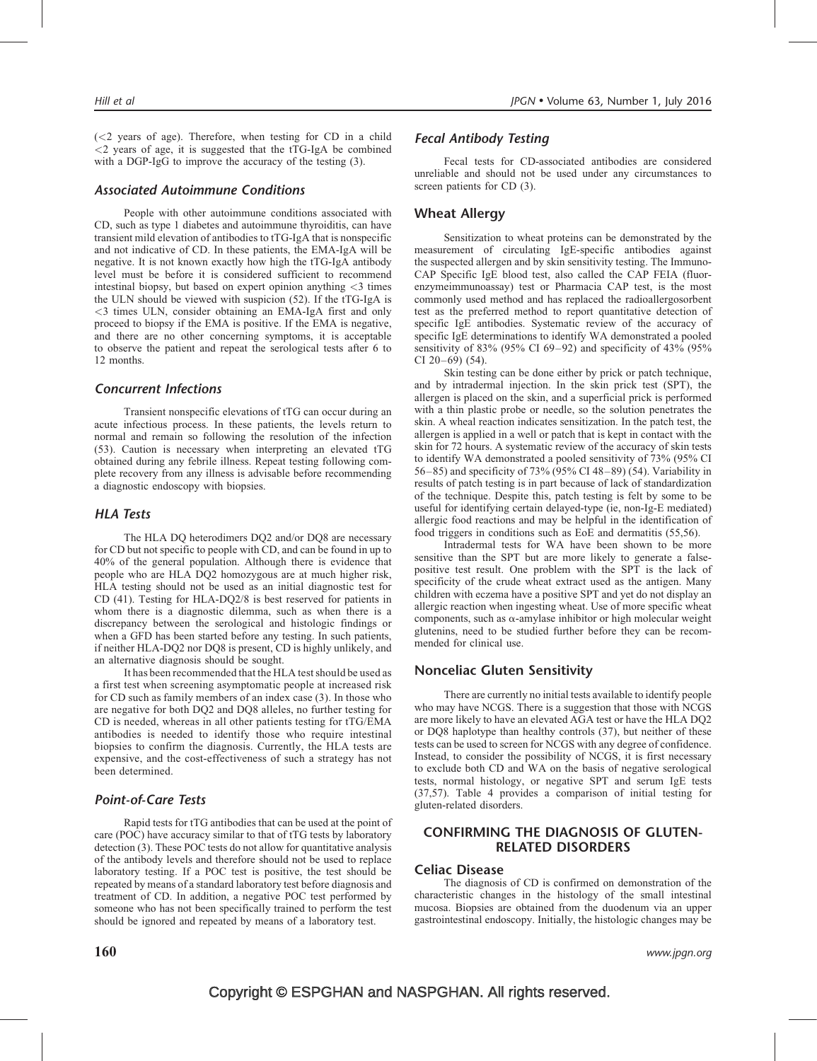(<2 years of age). Therefore, when testing for CD in a child <2 years of age, it is suggested that the tTG-IgA be combined with a DGP-IgG to improve the accuracy of the testing (3).

### Associated Autoimmune Conditions

People with other autoimmune conditions associated with CD, such as type 1 diabetes and autoimmune thyroiditis, can have transient mild elevation of antibodies to tTG-IgA that is nonspecific and not indicative of CD. In these patients, the EMA-IgA will be negative. It is not known exactly how high the tTG-IgA antibody level must be before it is considered sufficient to recommend intestinal biopsy, but based on expert opinion anything <3 times the ULN should be viewed with suspicion (52). If the tTG-IgA is <3 times ULN, consider obtaining an EMA-IgA first and only proceed to biopsy if the EMA is positive. If the EMA is negative, and there are no other concerning symptoms, it is acceptable to observe the patient and repeat the serological tests after 6 to 12 months.

### Concurrent Infections

Transient nonspecific elevations of tTG can occur during an acute infectious process. In these patients, the levels return to normal and remain so following the resolution of the infection (53). Caution is necessary when interpreting an elevated tTG obtained during any febrile illness. Repeat testing following complete recovery from any illness is advisable before recommending a diagnostic endoscopy with biopsies.

### HLA Tests

The HLA DQ heterodimers DQ2 and/or DQ8 are necessary for CD but not specific to people with CD, and can be found in up to 40% of the general population. Although there is evidence that people who are HLA DQ2 homozygous are at much higher risk, HLA testing should not be used as an initial diagnostic test for CD (41). Testing for HLA-DQ2/8 is best reserved for patients in whom there is a diagnostic dilemma, such as when there is a discrepancy between the serological and histologic findings or when a GFD has been started before any testing. In such patients, if neither HLA-DQ2 nor DQ8 is present, CD is highly unlikely, and an alternative diagnosis should be sought.

It has been recommended that the HLA test should be used as a first test when screening asymptomatic people at increased risk for CD such as family members of an index case (3). In those who are negative for both DQ2 and DQ8 alleles, no further testing for CD is needed, whereas in all other patients testing for tTG/EMA antibodies is needed to identify those who require intestinal biopsies to confirm the diagnosis. Currently, the HLA tests are expensive, and the cost-effectiveness of such a strategy has not been determined.

### Point-of-Care Tests

Rapid tests for tTG antibodies that can be used at the point of care (POC) have accuracy similar to that of tTG tests by laboratory detection (3). These POC tests do not allow for quantitative analysis of the antibody levels and therefore should not be used to replace laboratory testing. If a POC test is positive, the test should be repeated by means of a standard laboratory test before diagnosis and treatment of CD. In addition, a negative POC test performed by someone who has not been specifically trained to perform the test should be ignored and repeated by means of a laboratory test.

### Fecal Antibody Testing

Fecal tests for CD-associated antibodies are considered unreliable and should not be used under any circumstances to screen patients for CD (3).

## Wheat Allergy

Sensitization to wheat proteins can be demonstrated by the measurement of circulating IgE-specific antibodies against the suspected allergen and by skin sensitivity testing. The ImmunoCAP Specific IgE blood test, also called the CAP FEIA (fluorenzymeimmunoassay) test or Pharmacia CAP test, is the most commonly used method and has replaced the radioallergosorbent test as the preferred method to report quantitative detection of specific IgE antibodies. Systematic review of the accuracy of specific IgE determinations to identify WA demonstrated a pooled sensitivity of 83% (95% CI 69–92) and specificity of 43% (95% CI 20–69) (54).

Skin testing can be done either by prick or patch technique, and by intradermal injection. In the skin prick test (SPT), the allergen is placed on the skin, and a superficial prick is performed with a thin plastic probe or needle, so the solution penetrates the skin. A wheal reaction indicates sensitization. In the patch test, the allergen is applied in a well or patch that is kept in contact with the skin for 72 hours. A systematic review of the accuracy of skin tests to identify WA demonstrated a pooled sensitivity of 73% (95% CI 56–85) and specificity of 73% (95% CI 48–89) (54). Variability in results of patch testing is in part because of lack of standardization of the technique. Despite this, patch testing is felt by some to be useful for identifying certain delayed-type (ie, non-Ig-E mediated) allergic food reactions and may be helpful in the identification of food triggers in conditions such as EoE and dermatitis (55,56).

Intradermal tests for WA have been shown to be more sensitive than the SPT but are more likely to generate a false-positive test result. One problem with the SPT is the lack of specificity of the crude wheat extract used as the antigen. Many children with eczema have a positive SPT and yet do not display an allergic reaction when ingesting wheat. Use of more specific wheat components, such as α-amylase inhibitor or high molecular weight glutenins, need to be studied further before they can be recommended for clinical use.

## Nonceliac Gluten Sensitivity

There are currently no initial tests available to identify people who may have NCGS. There is a suggestion that those with NCGS are more likely to have an elevated AGA test or have the HLA DQ2 or DQ8 haplotype than healthy controls (37), but neither of these tests can be used to screen for NCGS with any degree of confidence. Instead, to consider the possibility of NCGS, it is first necessary to exclude both CD and WA on the basis of negative serological tests, normal histology, or negative SPT and serum IgE tests (37,57). Table 4 provides a comparison of initial testing for gluten-related disorders.

# CONFIRMING THE DIAGNOSIS OF GLUTEN-RELATED DISORDERS

## Celiac Disease

The diagnosis of CD is confirmed on demonstration of the characteristic changes in the histology of the small intestinal mucosa. Biopsies are obtained from the duodenum via an upper gastrointestinal endoscopy. Initially, the histologic changes may be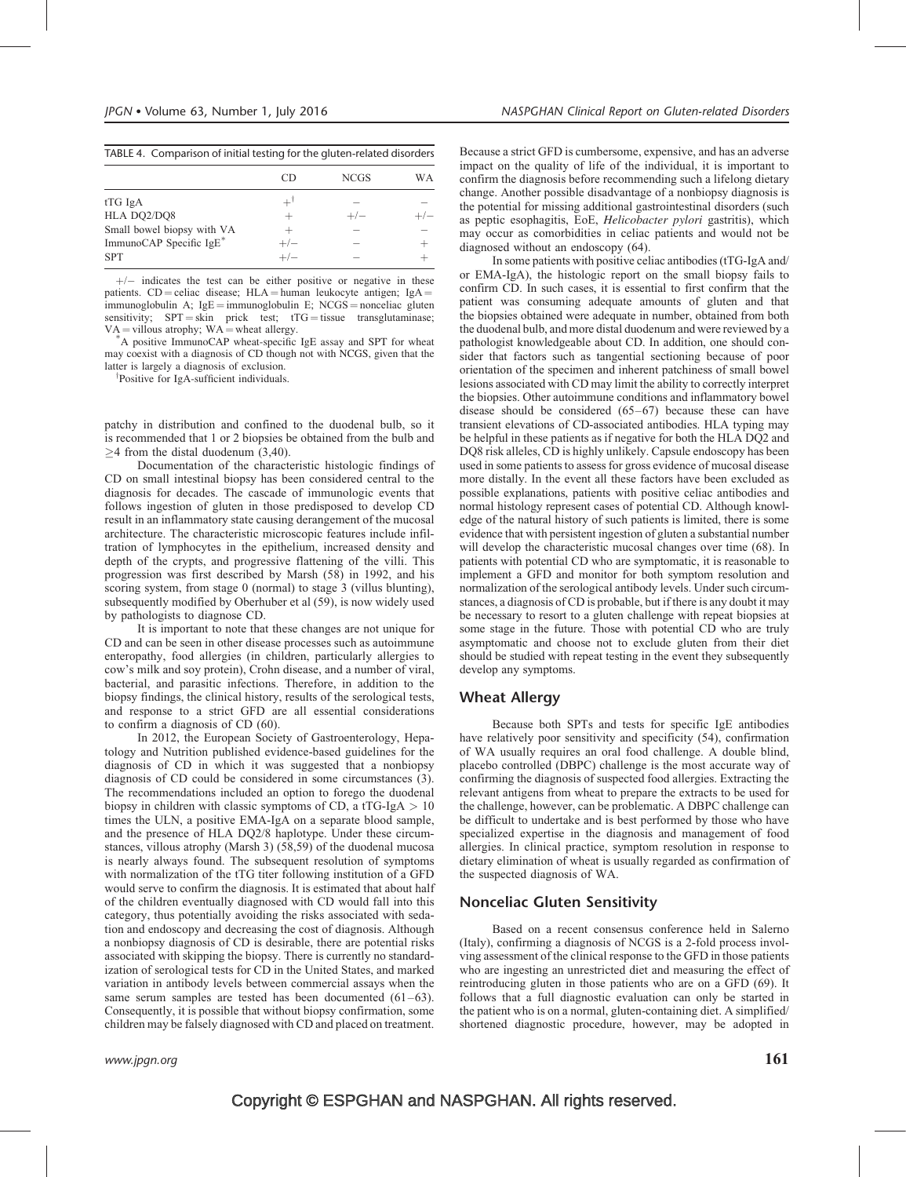TABLE 4. Comparison of initial testing for the gluten-related disorders

| | CD | NCGS | WA |
|---|---|---|---|
| tTG IgA | +[†] | – | – |
| HLA DQ2/DQ8 | + | +/– | +/– |
| Small bowel biopsy with VA | + | – | – |
| ImmunoCAP Specific IgE[*] | +/– | – | + |
| SPT | +/– | – | + |

+/– indicates the test can be either positive or negative in these patients. CD = celiac disease; HLA = human leukocyte antigen; IgA = immunoglobulin A; IgE = immunoglobulin E; NCGS = nonceliac gluten sensitivity; SPT = skin prick test; tTG = tissue transglutaminase; VA = villous atrophy; WA = wheat allergy.

[*]A positive ImmunoCAP wheat-specific IgE assay and SPT for wheat may coexist with a diagnosis of CD though not with NCGS, given that the latter is largely a diagnosis of exclusion.

[†]Positive for IgA-sufficient individuals.

patchy in distribution and confined to the duodenal bulb, so it is recommended that 1 or 2 biopsies be obtained from the bulb and ≥4 from the distal duodenum (3,40).

Documentation of the characteristic histologic findings of CD on small intestinal biopsy has been considered central to the diagnosis for decades. The cascade of immunologic events that follows ingestion of gluten in those predisposed to develop CD result in an inflammatory state causing derangement of the mucosal architecture. The characteristic microscopic features include infiltration of lymphocytes in the epithelium, increased density and depth of the crypts, and progressive flattening of the villi. This progression was first described by Marsh (58) in 1992, and his scoring system, from stage 0 (normal) to stage 3 (villus blunting), subsequently modified by Oberhuber et al (59), is now widely used by pathologists to diagnose CD.

It is important to note that these changes are not unique for CD and can be seen in other disease processes such as autoimmune enteropathy, food allergies (in children, particularly allergies to cow's milk and soy protein), Crohn disease, and a number of viral, bacterial, and parasitic infections. Therefore, in addition to the biopsy findings, the clinical history, results of the serological tests, and response to a strict GFD are all essential considerations to confirm a diagnosis of CD (60).

In 2012, the European Society of Gastroenterology, Hepatology and Nutrition published evidence-based guidelines for the diagnosis of CD in which it was suggested that a nonbiopsy diagnosis of CD could be considered in some circumstances (3). The recommendations included an option to forego the duodenal biopsy in children with classic symptoms of CD, a tTG-IgA > 10 times the ULN, a positive EMA-IgA on a separate blood sample, and the presence of HLA DQ2/8 haplotype. Under these circumstances, villous atrophy (Marsh 3) (58,59) of the duodenal mucosa is nearly always found. The subsequent resolution of symptoms with normalization of the tTG titer following institution of a GFD would serve to confirm the diagnosis. It is estimated that about half of the children eventually diagnosed with CD would fall into this category, thus potentially avoiding the risks associated with sedation and endoscopy and decreasing the cost of diagnosis. Although a nonbiopsy diagnosis of CD is desirable, there are potential risks associated with skipping the biopsy. There is currently no standardization of serological tests for CD in the United States, and marked variation in antibody levels between commercial assays when the same serum samples are tested has been documented (61–63). Consequently, it is possible that without biopsy confirmation, some children may be falsely diagnosed with CD and placed on treatment. Because a strict GFD is cumbersome, expensive, and has an adverse impact on the quality of life of the individual, it is important to confirm the diagnosis before recommending such a lifelong dietary change. Another possible disadvantage of a nonbiopsy diagnosis is the potential for missing additional gastrointestinal disorders (such as peptic esophagitis, EoE, *Helicobacter pylori* gastritis), which may occur as comorbidities in celiac patients and would not be diagnosed without an endoscopy (64).

In some patients with positive celiac antibodies (tTG-IgA and/or EMA-IgA), the histologic report on the small biopsy fails to confirm CD. In such cases, it is essential to first confirm that the patient was consuming adequate amounts of gluten and that the biopsies obtained were adequate in number, obtained from both the duodenal bulb, and more distal duodenum and were reviewed by a pathologist knowledgeable about CD. In addition, one should consider that factors such as tangential sectioning because of poor orientation of the specimen and inherent patchiness of small bowel lesions associated with CD may limit the ability to correctly interpret the biopsies. Other autoimmune conditions and inflammatory bowel disease should be considered (65–67) because these can have transient elevations of CD-associated antibodies. HLA typing may be helpful in these patients as if negative for both the HLA DQ2 and DQ8 risk alleles, CD is highly unlikely. Capsule endoscopy has been used in some patients to assess for gross evidence of mucosal disease more distally. In the event all these factors have been excluded as possible explanations, patients with positive celiac antibodies and normal histology represent cases of potential CD. Although knowledge of the natural history of such patients is limited, there is some evidence that with persistent ingestion of gluten a substantial number will develop the characteristic mucosal changes over time (68). In patients with potential CD who are symptomatic, it is reasonable to implement a GFD and monitor for both symptom resolution and normalization of the serological antibody levels. Under such circumstances, a diagnosis of CD is probable, but if there is any doubt it may be necessary to resort to a gluten challenge with repeat biopsies at some stage in the future. Those with potential CD who are truly asymptomatic and choose not to exclude gluten from their diet should be studied with repeat testing in the event they subsequently develop any symptoms.

## Wheat Allergy

Because both SPTs and tests for specific IgE antibodies have relatively poor sensitivity and specificity (54), confirmation of WA usually requires an oral food challenge. A double blind, placebo controlled (DBPC) challenge is the most accurate way of confirming the diagnosis of suspected food allergies. Extracting the relevant antigens from wheat to prepare the extracts to be used for the challenge, however, can be problematic. A DBPC challenge can be difficult to undertake and is best performed by those who have specialized expertise in the diagnosis and management of food allergies. In clinical practice, symptom resolution in response to dietary elimination of wheat is usually regarded as confirmation of the suspected diagnosis of WA.

## Nonceliac Gluten Sensitivity

Based on a recent consensus conference held in Salerno (Italy), confirming a diagnosis of NCGS is a 2-fold process involving assessment of the clinical response to the GFD in those patients who are ingesting an unrestricted diet and measuring the effect of reintroducing gluten in those patients who are on a GFD (69). It follows that a full diagnostic evaluation can only be started in the patient who is on a normal, gluten-containing diet. A simplified/shortened diagnostic procedure, however, may be adopted in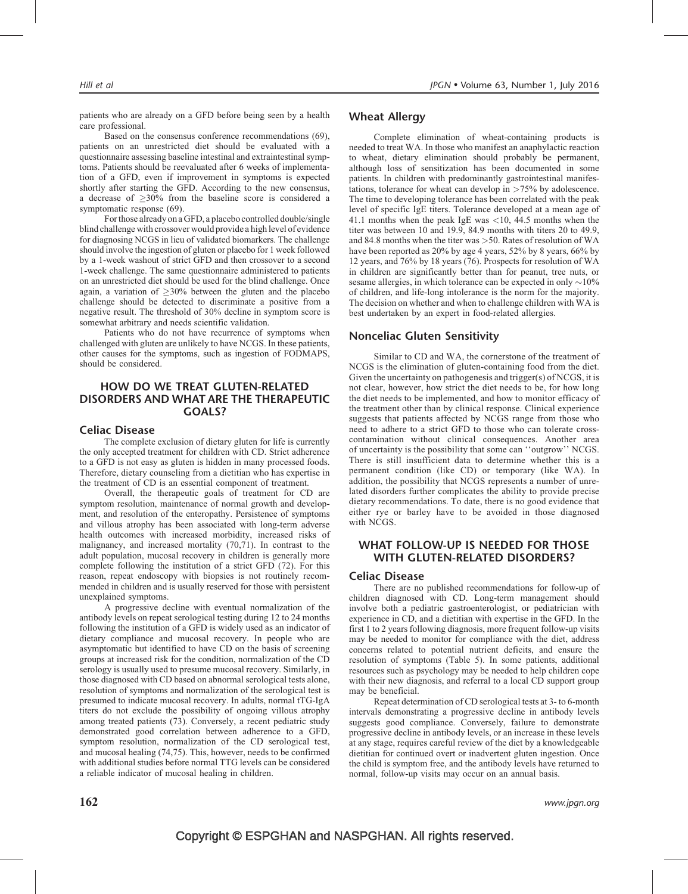patients who are already on a GFD before being seen by a health care professional.

Based on the consensus conference recommendations (69), patients on an unrestricted diet should be evaluated with a questionnaire assessing baseline intestinal and extraintestinal symptoms. Patients should be reevaluated after 6 weeks of implementation of a GFD, even if improvement in symptoms is expected shortly after starting the GFD. According to the new consensus, a decrease of $\geq$30% from the baseline score is considered a symptomatic response (69).

For those already on a GFD, a placebo controlled double/single blind challenge with crossover would provide a high level of evidence for diagnosing NCGS in lieu of validated biomarkers. The challenge should involve the ingestion of gluten or placebo for 1 week followed by a 1-week washout of strict GFD and then crossover to a second 1-week challenge. The same questionnaire administered to patients on an unrestricted diet should be used for the blind challenge. Once again, a variation of $\geq$30% between the gluten and the placebo challenge should be detected to discriminate a positive from a negative result. The threshold of 30% decline in symptom score is somewhat arbitrary and needs scientific validation.

Patients who do not have recurrence of symptoms when challenged with gluten are unlikely to have NCGS. In these patients, other causes for the symptoms, such as ingestion of FODMAPS, should be considered.

## HOW DO WE TREAT GLUTEN-RELATED DISORDERS AND WHAT ARE THE THERAPEUTIC GOALS?

### Celiac Disease

The complete exclusion of dietary gluten for life is currently the only accepted treatment for children with CD. Strict adherence to a GFD is not easy as gluten is hidden in many processed foods. Therefore, dietary counseling from a dietitian who has expertise in the treatment of CD is an essential component of treatment.

Overall, the therapeutic goals of treatment for CD are symptom resolution, maintenance of normal growth and development, and resolution of the enteropathy. Persistence of symptoms and villous atrophy has been associated with long-term adverse health outcomes with increased morbidity, increased risks of malignancy, and increased mortality (70,71). In contrast to the adult population, mucosal recovery in children is generally more complete following the institution of a strict GFD (72). For this reason, repeat endoscopy with biopsies is not routinely recommended in children and is usually reserved for those with persistent unexplained symptoms.

A progressive decline with eventual normalization of the antibody levels on repeat serological testing during 12 to 24 months following the institution of a GFD is widely used as an indicator of dietary compliance and mucosal recovery. In people who are asymptomatic but identified to have CD on the basis of screening groups at increased risk for the condition, normalization of the CD serology is usually used to presume mucosal recovery. Similarly, in those diagnosed with CD based on abnormal serological tests alone, resolution of symptoms and normalization of the serological test is presumed to indicate mucosal recovery. In adults, normal tTG-IgA titers do not exclude the possibility of ongoing villous atrophy among treated patients (73). Conversely, a recent pediatric study demonstrated good correlation between adherence to a GFD, symptom resolution, normalization of the CD serological test, and mucosal healing (74,75). This, however, needs to be confirmed with additional studies before normal TTG levels can be considered a reliable indicator of mucosal healing in children.

### Wheat Allergy

Complete elimination of wheat-containing products is needed to treat WA. In those who manifest an anaphylactic reaction to wheat, dietary elimination should probably be permanent, although loss of sensitization has been documented in some patients. In children with predominantly gastrointestinal manifestations, tolerance for wheat can develop in >75% by adolescence. The time to developing tolerance has been correlated with the peak level of specific IgE titers. Tolerance developed at a mean age of 41.1 months when the peak IgE was <10, 44.5 months when the titer was between 10 and 19.9, 84.9 months with titers 20 to 49.9, and 84.8 months when the titer was >50. Rates of resolution of WA have been reported as 20% by age 4 years, 52% by 8 years, 66% by 12 years, and 76% by 18 years (76). Prospects for resolution of WA in children are significantly better than for peanut, tree nuts, or sesame allergies, in which tolerance can be expected in only ~10% of children, and life-long intolerance is the norm for the majority. The decision on whether and when to challenge children with WA is best undertaken by an expert in food-related allergies.

### Nonceliac Gluten Sensitivity

Similar to CD and WA, the cornerstone of the treatment of NCGS is the elimination of gluten-containing food from the diet. Given the uncertainty on pathogenesis and trigger(s) of NCGS, it is not clear, however, how strict the diet needs to be, for how long the diet needs to be implemented, and how to monitor efficacy of the treatment other than by clinical response. Clinical experience suggests that patients affected by NCGS range from those who need to adhere to a strict GFD to those who can tolerate cross-contamination without clinical consequences. Another area of uncertainty is the possibility that some can ''outgrow'' NCGS. There is still insufficient data to determine whether this is a permanent condition (like CD) or temporary (like WA). In addition, the possibility that NCGS represents a number of unrelated disorders further complicates the ability to provide precise dietary recommendations. To date, there is no good evidence that either rye or barley have to be avoided in those diagnosed with NCGS.

## WHAT FOLLOW-UP IS NEEDED FOR THOSE WITH GLUTEN-RELATED DISORDERS?

### Celiac Disease

There are no published recommendations for follow-up of children diagnosed with CD. Long-term management should involve both a pediatric gastroenterologist, or pediatrician with experience in CD, and a dietitian with expertise in the GFD. In the first 1 to 2 years following diagnosis, more frequent follow-up visits may be needed to monitor for compliance with the diet, address concerns related to potential nutrient deficits, and ensure the resolution of symptoms (Table 5). In some patients, additional resources such as psychology may be needed to help children cope with their new diagnosis, and referral to a local CD support group may be beneficial.

Repeat determination of CD serological tests at 3- to 6-month intervals demonstrating a progressive decline in antibody levels suggests good compliance. Conversely, failure to demonstrate progressive decline in antibody levels, or an increase in these levels at any stage, requires careful review of the diet by a knowledgeable dietitian for continued overt or inadvertent gluten ingestion. Once the child is symptom free, and the antibody levels have returned to normal, follow-up visits may occur on an annual basis.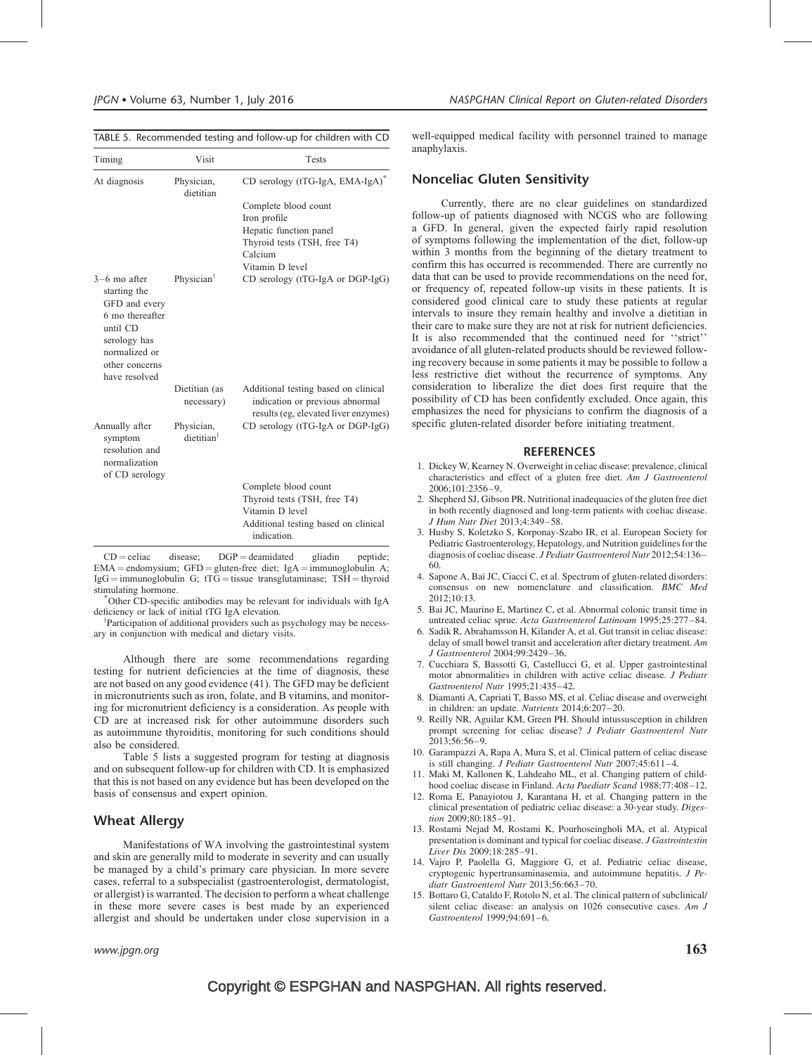TABLE 5. Recommended testing and follow-up for children with CD

| Timing | Visit | Tests |
|---|---|---|
| At diagnosis | Physician, dietitian | CD serology (tTG-IgA, EMA-IgA)[*] |
| | | Complete blood count<br>Iron profile<br>Hepatic function panel<br>Thyroid tests (TSH, free T4)<br>Calcium<br>Vitamin D level |
| 3–6 mo after starting the GFD and every 6 mo thereafter until CD serology has normalized or other concerns have resolved | Physician[†] | CD serology (tTG-IgA or DGP-IgG) |
| | Dietitian (as necessary) | Additional testing based on clinical indication or previous abnormal results (eg, elevated liver enzymes) |
| Annually after symptom resolution and normalization of CD serology | Physician, dietitian[†] | CD serology (tTG-IgA or DGP-IgG) |
| | | Complete blood count<br>Thyroid tests (TSH, free T4)<br>Vitamin D level<br>Additional testing based on clinical indication. |

CD = celiac disease; DGP = deamidated gliadin peptide; EMA = endomysium; GFD = gluten-free diet; IgA = immunoglobulin A; IgG = immunoglobulin G; tTG = tissue transglutaminase; TSH = thyroid stimulating hormone.

[*]Other CD-specific antibodies may be relevant for individuals with IgA deficiency or lack of initial tTG IgA elevation.

[†]Participation of additional providers such as psychology may be necessary in conjunction with medical and dietary visits.

Although there are some recommendations regarding testing for nutrient deficiencies at the time of diagnosis, these are not based on any good evidence (41). The GFD may be deficient in micronutrients such as iron, folate, and B vitamins, and monitoring for micronutrient deficiency is a consideration. As people with CD are at increased risk for other autoimmune disorders such as autoimmune thyroiditis, monitoring for such conditions should also be considered.

Table 5 lists a suggested program for testing at diagnosis and on subsequent follow-up for children with CD. It is emphasized that this is not based on any evidence but has been developed on the basis of consensus and expert opinion.

## Wheat Allergy

Manifestations of WA involving the gastrointestinal system and skin are generally mild to moderate in severity and can usually be managed by a child's primary care physician. In more severe cases, referral to a subspecialist (gastroenterologist, dermatologist, or allergist) is warranted. The decision to perform a wheat challenge in these more severe cases is best made by an experienced allergist and should be undertaken under close supervision in a well-equipped medical facility with personnel trained to manage anaphylaxis.

## Nonceliac Gluten Sensitivity

Currently, there are no clear guidelines on standardized follow-up of patients diagnosed with NCGS who are following a GFD. In general, given the expected fairly rapid resolution of symptoms following the implementation of the diet, follow-up within 3 months from the beginning of the dietary treatment to confirm this has occurred is recommended. There are currently no data that can be used to provide recommendations on the need for, or frequency of, repeated follow-up visits in these patients. It is considered good clinical care to study these patients at regular intervals to insure they remain healthy and involve a dietitian in their care to make sure they are not at risk for nutrient deficiencies. It is also recommended that the continued need for ''strict'' avoidance of all gluten-related products should be reviewed following recovery because in some patients it may be possible to follow a less restrictive diet without the recurrence of symptoms. Any consideration to liberalize the diet does first require that the possibility of CD has been confidently excluded. Once again, this emphasizes the need for physicians to confirm the diagnosis of a specific gluten-related disorder before initiating treatment.

## REFERENCES

1. Dickey W, Kearney N. Overweight in celiac disease: prevalence, clinical characteristics and effect of a gluten free diet. *Am J Gastroenterol* 2006;101:2356–9.
2. Shepherd SJ, Gibson PR. Nutritional inadequacies of the gluten free diet in both recently diagnosed and long-term patients with coeliac disease. *J Hum Nutr Diet* 2013;4:349–58.
3. Husby S, Koletzko S, Korponay-Szabo IR, et al. European Society for Pediatric Gastroenterology, Hepatology, and Nutrition guidelines for the diagnosis of coeliac disease. *J Pediatr Gastroenterol Nutr* 2012;54:136–60.
4. Sapone A, Bai JC, Ciacci C, et al. Spectrum of gluten-related disorders: consensus on new nomenclature and classification. *BMC Med* 2012;10:13.
5. Bai JC, Maurino E, Martinez C, et al. Abnormal colonic transit time in untreated celiac sprue. *Acta Gastroenterol Latinoam* 1995;25:277–84.
6. Sadik R, Abrahamsson H, Kilander A, et al. Gut transit in celiac disease: delay of small bowel transit and acceleration after dietary treatment. *Am J Gastroenterol* 2004;99:2429–36.
7. Cucchiara S, Bassotti G, Castellucci G, et al. Upper gastrointestinal motor abnormalities in children with active celiac disease. *J Pediatr Gastroenterol Nutr* 1995;21:435–42.
8. Diamanti A, Capriati T, Basso MS, et al. Celiac disease and overweight in children: an update. *Nutrients* 2014;6:207–20.
9. Reilly NR, Aguilar KM, Green PH. Should intussusception in children prompt screening for celiac disease? *J Pediatr Gastroenterol Nutr* 2013;56:56–9.
10. Garampazzi A, Rapa A, Mura S, et al. Clinical pattern of celiac disease is still changing. *J Pediatr Gastroenterol Nutr* 2007;45:611–4.
11. Maki M, Kallonen K, Lahdeaho ML, et al. Changing pattern of childhood coeliac disease in Finland. *Acta Paediatr Scand* 1988;77:408–12.
12. Roma E, Panayiotou J, Karantana H, et al. Changing pattern in the clinical presentation of pediatric celiac disease: a 30-year study. *Digestion* 2009;80:185–91.
13. Rostami Nejad M, Rostami K, Pourhoseingholi MA, et al. Atypical presentation is dominant and typical for coeliac disease. *J Gastrointestin Liver Dis* 2009;18:285–91.
14. Vajro P, Paolella G, Maggiore G, et al. Pediatric celiac disease, cryptogenic hypertransaminasemia, and autoimmune hepatitis. *J Pediatr Gastroenterol Nutr* 2013;56:663–70.
15. Bottaro G, Cataldo F, Rotolo N, et al. The clinical pattern of subclinical/silent celiac disease: an analysis on 1026 consecutive cases. *Am J Gastroenterol* 1999;94:691–6.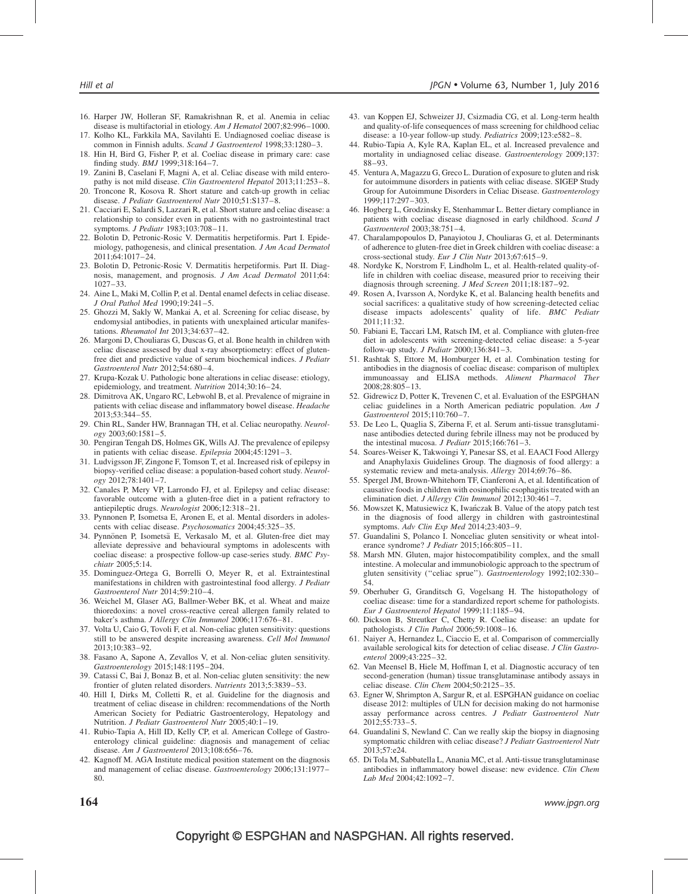16. Harper JW, Holleran SF, Ramakrishnan R, et al. Anemia in celiac disease is multifactorial in etiology. *Am J Hematol* 2007;82:996–1000.
17. Kolho KL, Farkkila MA, Savilahti E. Undiagnosed coeliac disease is common in Finnish adults. *Scand J Gastroenterol* 1998;33:1280–3.
18. Hin H, Bird G, Fisher P, et al. Coeliac disease in primary care: case finding study. *BMJ* 1999;318:164–7.
19. Zanini B, Caselani F, Magni A, et al. Celiac disease with mild enteropathy is not mild disease. *Clin Gastroenterol Hepatol* 2013;11:253–8.
20. Troncone R, Kosova R. Short stature and catch-up growth in celiac disease. *J Pediatr Gastroenterol Nutr* 2010;51:S137–8.
21. Cacciari E, Salardi S, Lazzari R, et al. Short stature and celiac disease: a relationship to consider even in patients with no gastrointestinal tract symptoms. *J Pediatr* 1983;103:708–11.
22. Bolotin D, Petronic-Rosic V. Dermatitis herpetiformis. Part I. Epidemiology, pathogenesis, and clinical presentation. *J Am Acad Dermatol* 2011;64:1017–24.
23. Bolotin D, Petronic-Rosic V. Dermatitis herpetiformis. Part II. Diagnosis, management, and prognosis. *J Am Acad Dermatol* 2011;64: 1027–33.
24. Aine L, Maki M, Collin P, et al. Dental enamel defects in celiac disease. *J Oral Pathol Med* 1990;19:241–5.
25. Ghozzi M, Sakly W, Mankai A, et al. Screening for celiac disease, by endomysial antibodies, in patients with unexplained articular manifestations. *Rheumatol Int* 2013;34:637–42.
26. Margoni D, Chouliaras G, Duscas G, et al. Bone health in children with celiac disease assessed by dual x-ray absorptiometry: effect of gluten-free diet and predictive value of serum biochemical indices. *J Pediatr Gastroenterol Nutr* 2012;54:680–4.
27. Krupa-Kozak U. Pathologic bone alterations in celiac disease: etiology, epidemiology, and treatment. *Nutrition* 2014;30:16–24.
28. Dimitrova AK, Ungaro RC, Lebwohl B, et al. Prevalence of migraine in patients with celiac disease and inflammatory bowel disease. *Headache* 2013;53:344–55.
29. Chin RL, Sander HW, Brannagan TH, et al. Celiac neuropathy. *Neurology* 2003;60:1581–5.
30. Pengiran Tengah DS, Holmes GK, Wills AJ. The prevalence of epilepsy in patients with celiac disease. *Epilepsia* 2004;45:1291–3.
31. Ludvigsson JF, Zingone F, Tomson T, et al. Increased risk of epilepsy in biopsy-verified celiac disease: a population-based cohort study. *Neurology* 2012;78:1401–7.
32. Canales P, Mery VP, Larrondo FJ, et al. Epilepsy and celiac disease: favorable outcome with a gluten-free diet in a patient refractory to antiepileptic drugs. *Neurologist* 2006;12:318–21.
33. Pynnonen P, Isometsa E, Aronen E, et al. Mental disorders in adolescents with celiac disease. *Psychosomatics* 2004;45:325–35.
34. Pynnönen P, Isometsä E, Verkasalo M, et al. Gluten-free diet may alleviate depressive and behavioural symptoms in adolescents with coeliac disease: a prospective follow-up case-series study. *BMC Psychiatr* 2005;5:14.
35. Dominguez-Ortega G, Borrelli O, Meyer R, et al. Extraintestinal manifestations in children with gastrointestinal food allergy. *J Pediatr Gastroenterol Nutr* 2014;59:210–4.
36. Weichel M, Glaser AG, Ballmer-Weber BK, et al. Wheat and maize thioredoxins: a novel cross-reactive cereal allergen family related to baker's asthma. *J Allergy Clin Immunol* 2006;117:676–81.
37. Volta U, Caio G, Tovoli F, et al. Non-celiac gluten sensitivity: questions still to be answered despite increasing awareness. *Cell Mol Immunol* 2013;10:383–92.
38. Fasano A, Sapone A, Zevallos V, et al. Non-celiac gluten sensitivity. *Gastroenterology* 2015;148:1195–204.
39. Catassi C, Bai J, Bonaz B, et al. Non-celiac gluten sensitivity: the new frontier of gluten related disorders. *Nutrients* 2013;5:3839–53.
40. Hill I, Dirks M, Colletti R, et al. Guideline for the diagnosis and treatment of celiac disease in children: recommendations of the North American Society for Pediatric Gastroenterology, Hepatology and Nutrition. *J Pediatr Gastroenterol Nutr* 2005;40:1–19.
41. Rubio-Tapia A, Hill ID, Kelly CP, et al. American College of Gastroenterology clinical guideline: diagnosis and management of celiac disease. *Am J Gastroenterol* 2013;108:656–76.
42. Kagnoff M. AGA Institute medical position statement on the diagnosis and management of celiac disease. *Gastroenterology* 2006;131:1977–80.
43. van Koppen EJ, Schweizer JJ, Csizmadia CG, et al. Long-term health and quality-of-life consequences of mass screening for childhood celiac disease: a 10-year follow-up study. *Pediatrics* 2009;123:e582–8.
44. Rubio-Tapia A, Kyle RA, Kaplan EL, et al. Increased prevalence and mortality in undiagnosed celiac disease. *Gastroenterology* 2009;137: 88–93.
45. Ventura A, Magazzu G, Greco L. Duration of exposure to gluten and risk for autoimmune disorders in patients with celiac disease. SIGEP Study Group for Autoimmune Disorders in Celiac Disease. *Gastroenterology* 1999;117:297–303.
46. Hogberg L, Grodzinsky E, Stenhammar L. Better dietary compliance in patients with coeliac disease diagnosed in early childhood. *Scand J Gastroenterol* 2003;38:751–4.
47. Charalampopoulos D, Panayiotou J, Chouliaras G, et al. Determinants of adherence to gluten-free diet in Greek children with coeliac disease: a cross-sectional study. *Eur J Clin Nutr* 2013;67:615–9.
48. Nordyke K, Norstrom F, Lindholm L, et al. Health-related quality-of-life in children with coeliac disease, measured prior to receiving their diagnosis through screening. *J Med Screen* 2011;18:187–92.
49. Rosen A, Ivarsson A, Nordyke K, et al. Balancing health benefits and social sacrifices: a qualitative study of how screening-detected celiac disease impacts adolescents' quality of life. *BMC Pediatr* 2011;11:32.
50. Fabiani E, Taccari LM, Ratsch IM, et al. Compliance with gluten-free diet in adolescents with screening-detected celiac disease: a 5-year follow-up study. *J Pediatr* 2000;136:841–3.
51. Rashtak S, Ettore M, Homburger H, et al. Combination testing for antibodies in the diagnosis of coeliac disease: comparison of multiplex immunoassay and ELISA methods. *Aliment Pharmacol Ther* 2008;28:805–13.
52. Gidrewicz D, Potter K, Trevenen C, et al. Evaluation of the ESPGHAN celiac guidelines in a North American pediatric population. *Am J Gastroenterol* 2015;110:760–7.
53. De Leo L, Quaglia S, Ziberna F, et al. Serum anti-tissue transglutaminase antibodies detected during febrile illness may not be produced by the intestinal mucosa. *J Pediatr* 2015;166:761–3.
54. Soares-Weiser K, Takwoingi Y, Panesar SS, et al. EAACI Food Allergy and Anaphylaxis Guidelines Group. The diagnosis of food allergy: a systematic review and meta-analysis. *Allergy* 2014;69:76–86.
55. Spergel JM, Brown-Whitehorn TF, Cianferoni A, et al. Identification of causative foods in children with eosinophilic esophagitis treated with an elimination diet. *J Allergy Clin Immunol* 2012;130:461–7.
56. Mowszet K, Matusiewicz K, Iwańczak B. Value of the atopy patch test in the diagnosis of food allergy in children with gastrointestinal symptoms. *Adv Clin Exp Med* 2014;23:403–9.
57. Guandalini S, Polanco I. Nonceliac gluten sensitivity or wheat intolerance syndrome? *J Pediatr* 2015;166:805–11.
58. Marsh MN. Gluten, major histocompatibility complex, and the small intestine. A molecular and immunobiologic approach to the spectrum of gluten sensitivity (''celiac sprue''). *Gastroenterology* 1992;102:330–54.
59. Oberhuber G, Granditsch G, Vogelsang H. The histopathology of coeliac disease: time for a standardized report scheme for pathologists. *Eur J Gastroenterol Hepatol* 1999;11:1185–94.
60. Dickson B, Streutker C, Chetty R. Coeliac disease: an update for pathologists. *J Clin Pathol* 2006;59:1008–16.
61. Naiyer A, Hernandez L, Ciaccio E, et al. Comparison of commercially available serological kits for detection of celiac disease. *J Clin Gastroenterol* 2009;43:225–32.
62. Van Meensel B, Hiele M, Hoffman I, et al. Diagnostic accuracy of ten second-generation (human) tissue transglutaminase antibody assays in celiac disease. *Clin Chem* 2004;50:2125–35.
63. Egner W, Shrimpton A, Sargur R, et al. ESPGHAN guidance on coeliac disease 2012: multiples of ULN for decision making do not harmonise assay performance across centres. *J Pediatr Gastroenterol Nutr* 2012;55:733–5.
64. Guandalini S, Newland C. Can we really skip the biopsy in diagnosing symptomatic children with celiac disease? *J Pediatr Gastroenterol Nutr* 2013;57:e24.
65. Di Tola M, Sabbatella L, Anania MC, et al. Anti-tissue transglutaminase antibodies in inflammatory bowel disease: new evidence. *Clin Chem Lab Med* 2004;42:1092–7.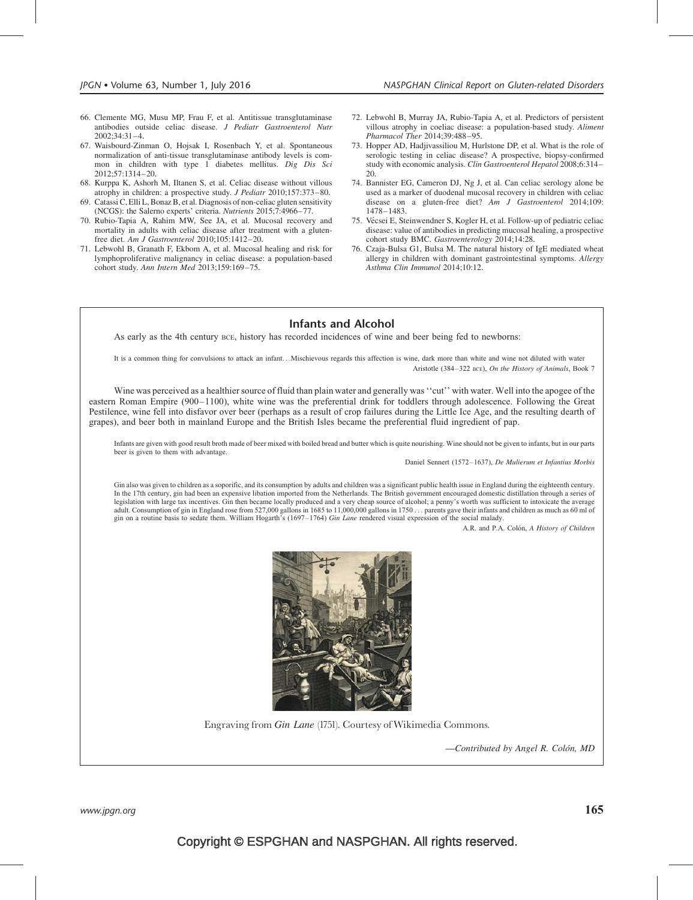66. Clemente MG, Musu MP, Frau F, et al. Antitissue transglutaminase antibodies outside celiac disease. *J Pediatr Gastroenterol Nutr* 2002;34:31–4.
67. Waisbourd-Zinman O, Hojsak I, Rosenbach Y, et al. Spontaneous normalization of anti-tissue transglutaminase antibody levels is common in children with type 1 diabetes mellitus. *Dig Dis Sci* 2012;57:1314–20.
68. Kurppa K, Ashorh M, Iltanen S, et al. Celiac disease without villous atrophy in children: a prospective study. *J Pediatr* 2010;157:373–80.
69. Catassi C, Elli L, Bonaz B, et al. Diagnosis of non-celiac gluten sensitivity (NCGS): the Salerno experts' criteria. *Nutrients* 2015;7:4966–77.
70. Rubio-Tapia A, Rahim MW, See JA, et al. Mucosal recovery and mortality in adults with celiac disease after treatment with a gluten-free diet. *Am J Gastroenterol* 2010;105:1412–20.
71. Lebwohl B, Granath F, Ekbom A, et al. Mucosal healing and risk for lymphoproliferative malignancy in celiac disease: a population-based cohort study. *Ann Intern Med* 2013;159:169–75.
72. Lebwohl B, Murray JA, Rubio-Tapia A, et al. Predictors of persistent villous atrophy in coeliac disease: a population-based study. *Aliment Pharmacol Ther* 2014;39:488–95.
73. Hopper AD, Hadjivassiliou M, Hurlstone DP, et al. What is the role of serologic testing in celiac disease? A prospective, biopsy-confirmed study with economic analysis. *Clin Gastroenterol Hepatol* 2008;6:314–20.
74. Bannister EG, Cameron DJ, Ng J, et al. Can celiac serology alone be used as a marker of duodenal mucosal recovery in children with celiac disease on a gluten-free diet? *Am J Gastroenterol* 2014;109:1478–1483.
75. Vécsei E, Steinwendner S, Kogler H, et al. Follow-up of pediatric celiac disease: value of antibodies in predicting mucosal healing, a prospective cohort study BMC. *Gastroenterology* 2014;14:28.
76. Czaja-Bulsa G1, Bulsa M. The natural history of IgE mediated wheat allergy in children with dominant gastrointestinal symptoms. *Allergy Asthma Clin Immunol* 2014;10:12.

## Infants and Alcohol

As early as the 4th century BCE, history has recorded incidences of wine and beer being fed to newborns:

> It is a common thing for convulsions to attack an infant…Mischievous regards this affection is wine, dark more than white and wine not diluted with water
>
> Aristotle (384–322 BCE), *On the History of Animals*, Book 7

Wine was perceived as a healthier source of fluid than plain water and generally was ''cut'' with water. Well into the apogee of the eastern Roman Empire (900–1100), white wine was the preferential drink for toddlers through adolescence. Following the Great Pestilence, wine fell into disfavor over beer (perhaps as a result of crop failures during the Little Ice Age, and the resulting dearth of grapes), and beer both in mainland Europe and the British Isles became the preferential fluid ingredient of pap.

> Infants are given with good result broth made of beer mixed with boiled bread and butter which is quite nourishing. Wine should not be given to infants, but in our parts beer is given to them with advantage.
>
> Daniel Sennert (1572–1637), *De Mulierum et Infantius Morbis*

> Gin also was given to children as a soporific, and its consumption by adults and children was a significant public health issue in England during the eighteenth century. In the 17th century, gin had been an expensive libation imported from the Netherlands. The British government encouraged domestic distillation through a series of legislation with large tax incentives. Gin then became locally produced and a very cheap source of alcohol; a penny's worth was sufficient to intoxicate the average adult. Consumption of gin in England rose from 527,000 gallons in 1685 to 11,000,000 gallons in 1750 . . . parents gave their infants and children as much as 60 ml of gin on a routine basis to sedate them. William Hogarth's (1697–1764) *Gin Lane* rendered visual expression of the social malady.
>
> A.R. and P.A. Colón, *A History of Children*

Engraving from *Gin Lane* (1751). Courtesy of Wikimedia Commons.

—*Contributed by Angel R. Colón, MD*